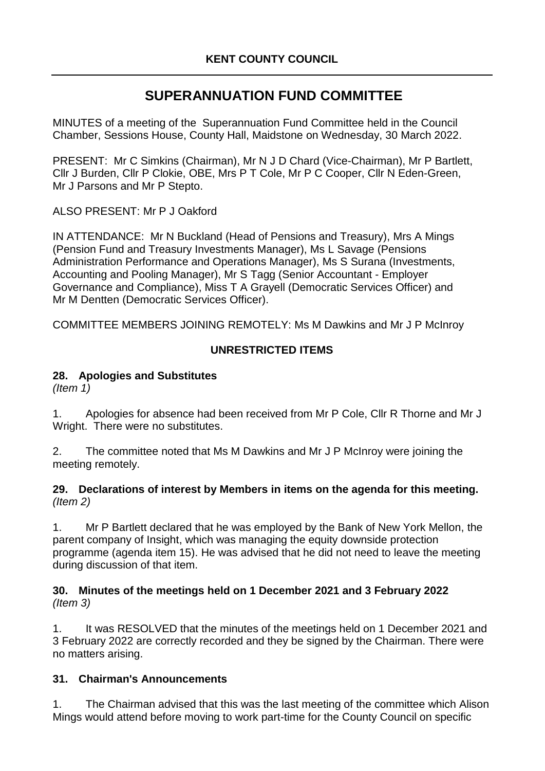**KENT COUNTY COUNCIL**

---

# SUPERANNUATION FUND COMMITTEE

MINUTES of a meeting of the Superannuation Fund Committee held in the Council Chamber, Sessions House, County Hall, Maidstone on Wednesday, 30 March 2022.

PRESENT: Mr C Simkins (Chairman), Mr N J D Chard (Vice-Chairman), Mr P Bartlett, Cllr J Burden, Cllr P Clokie, OBE, Mrs P T Cole, Mr P C Cooper, Cllr N Eden-Green, Mr J Parsons and Mr P Stepto.

ALSO PRESENT: Mr P J Oakford

IN ATTENDANCE: Mr N Buckland (Head of Pensions and Treasury), Mrs A Mings (Pension Fund and Treasury Investments Manager), Ms L Savage (Pensions Administration Performance and Operations Manager), Ms S Surana (Investments, Accounting and Pooling Manager), Mr S Tagg (Senior Accountant - Employer Governance and Compliance), Miss T A Grayell (Democratic Services Officer) and Mr M Dentten (Democratic Services Officer).

COMMITTEE MEMBERS JOINING REMOTELY: Ms M Dawkins and Mr J P McInroy

**UNRESTRICTED ITEMS**

### 28. Apologies and Substitutes
*(Item 1)*

1. Apologies for absence had been received from Mr P Cole, Cllr R Thorne and Mr J Wright. There were no substitutes.

2. The committee noted that Ms M Dawkins and Mr J P McInroy were joining the meeting remotely.

### 29. Declarations of interest by Members in items on the agenda for this meeting.
*(Item 2)*

1. Mr P Bartlett declared that he was employed by the Bank of New York Mellon, the parent company of Insight, which was managing the equity downside protection programme (agenda item 15). He was advised that he did not need to leave the meeting during discussion of that item.

### 30. Minutes of the meetings held on 1 December 2021 and 3 February 2022
*(Item 3)*

1. It was RESOLVED that the minutes of the meetings held on 1 December 2021 and 3 February 2022 are correctly recorded and they be signed by the Chairman. There were no matters arising.

### 31. Chairman's Announcements

1. The Chairman advised that this was the last meeting of the committee which Alison Mings would attend before moving to work part-time for the County Council on specific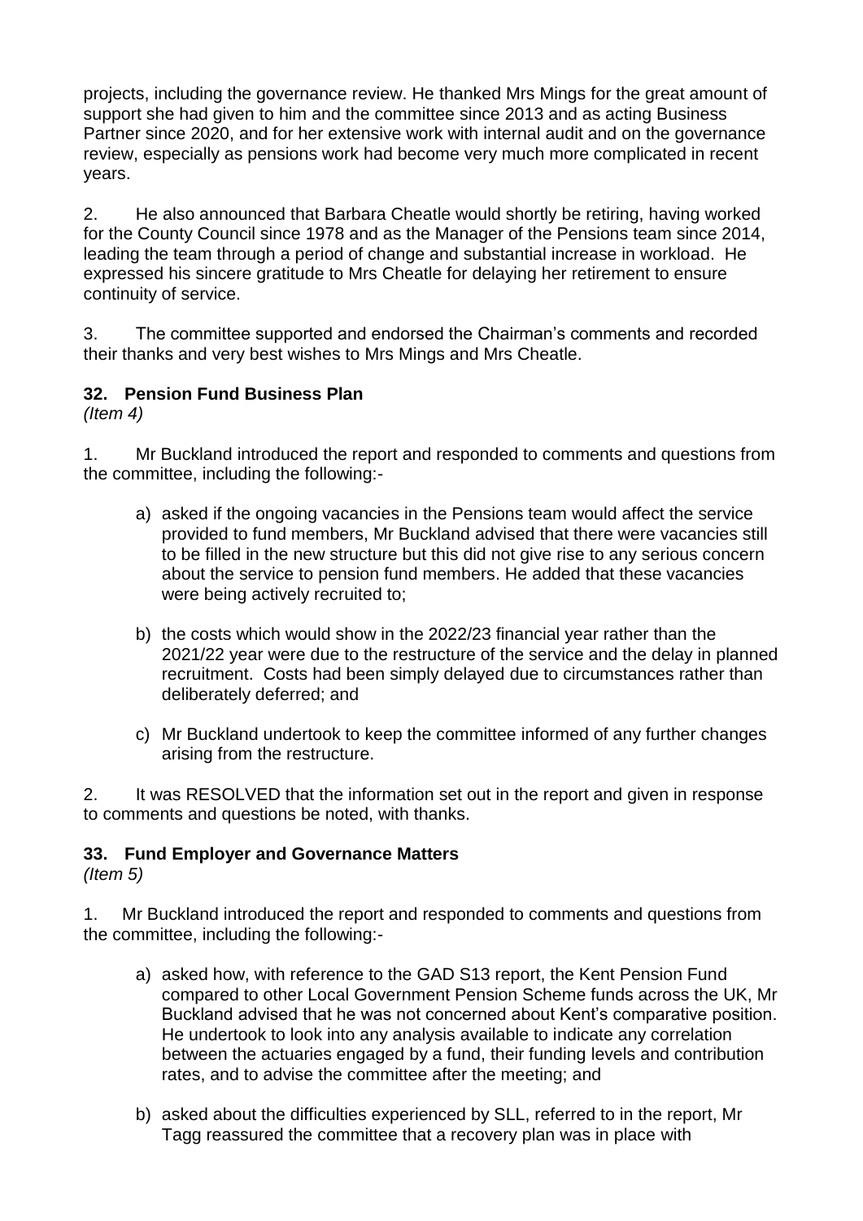projects, including the governance review. He thanked Mrs Mings for the great amount of support she had given to him and the committee since 2013 and as acting Business Partner since 2020, and for her extensive work with internal audit and on the governance review, especially as pensions work had become very much more complicated in recent years.

2. He also announced that Barbara Cheatle would shortly be retiring, having worked for the County Council since 1978 and as the Manager of the Pensions team since 2014, leading the team through a period of change and substantial increase in workload. He expressed his sincere gratitude to Mrs Cheatle for delaying her retirement to ensure continuity of service.

3. The committee supported and endorsed the Chairman's comments and recorded their thanks and very best wishes to Mrs Mings and Mrs Cheatle.

### 32. Pension Fund Business Plan

*(Item 4)*

1. Mr Buckland introduced the report and responded to comments and questions from the committee, including the following:-

   a) asked if the ongoing vacancies in the Pensions team would affect the service provided to fund members, Mr Buckland advised that there were vacancies still to be filled in the new structure but this did not give rise to any serious concern about the service to pension fund members. He added that these vacancies were being actively recruited to;

   b) the costs which would show in the 2022/23 financial year rather than the 2021/22 year were due to the restructure of the service and the delay in planned recruitment. Costs had been simply delayed due to circumstances rather than deliberately deferred; and

   c) Mr Buckland undertook to keep the committee informed of any further changes arising from the restructure.

2. It was RESOLVED that the information set out in the report and given in response to comments and questions be noted, with thanks.

### 33. Fund Employer and Governance Matters

*(Item 5)*

1. Mr Buckland introduced the report and responded to comments and questions from the committee, including the following:-

   a) asked how, with reference to the GAD S13 report, the Kent Pension Fund compared to other Local Government Pension Scheme funds across the UK, Mr Buckland advised that he was not concerned about Kent's comparative position. He undertook to look into any analysis available to indicate any correlation between the actuaries engaged by a fund, their funding levels and contribution rates, and to advise the committee after the meeting; and

   b) asked about the difficulties experienced by SLL, referred to in the report, Mr Tagg reassured the committee that a recovery plan was in place with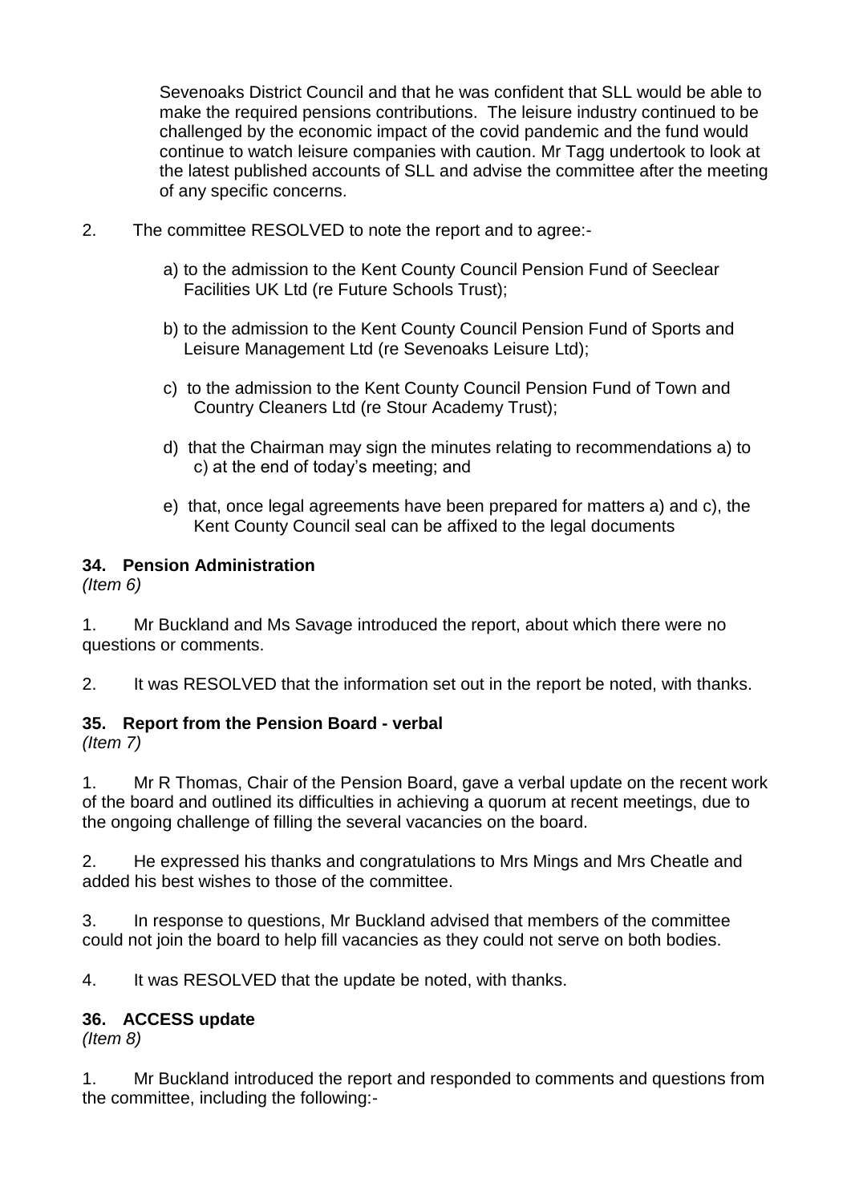Sevenoaks District Council and that he was confident that SLL would be able to make the required pensions contributions. The leisure industry continued to be challenged by the economic impact of the covid pandemic and the fund would continue to watch leisure companies with caution. Mr Tagg undertook to look at the latest published accounts of SLL and advise the committee after the meeting of any specific concerns.

2. The committee RESOLVED to note the report and to agree:-

a) to the admission to the Kent County Council Pension Fund of Seeclear Facilities UK Ltd (re Future Schools Trust);

b) to the admission to the Kent County Council Pension Fund of Sports and Leisure Management Ltd (re Sevenoaks Leisure Ltd);

c) to the admission to the Kent County Council Pension Fund of Town and Country Cleaners Ltd (re Stour Academy Trust);

d) that the Chairman may sign the minutes relating to recommendations a) to c) at the end of today's meeting; and

e) that, once legal agreements have been prepared for matters a) and c), the Kent County Council seal can be affixed to the legal documents

### 34. Pension Administration

*(Item 6)*

1. Mr Buckland and Ms Savage introduced the report, about which there were no questions or comments.

2. It was RESOLVED that the information set out in the report be noted, with thanks.

### 35. Report from the Pension Board - verbal

*(Item 7)*

1. Mr R Thomas, Chair of the Pension Board, gave a verbal update on the recent work of the board and outlined its difficulties in achieving a quorum at recent meetings, due to the ongoing challenge of filling the several vacancies on the board.

2. He expressed his thanks and congratulations to Mrs Mings and Mrs Cheatle and added his best wishes to those of the committee.

3. In response to questions, Mr Buckland advised that members of the committee could not join the board to help fill vacancies as they could not serve on both bodies.

4. It was RESOLVED that the update be noted, with thanks.

### 36. ACCESS update

*(Item 8)*

1. Mr Buckland introduced the report and responded to comments and questions from the committee, including the following:-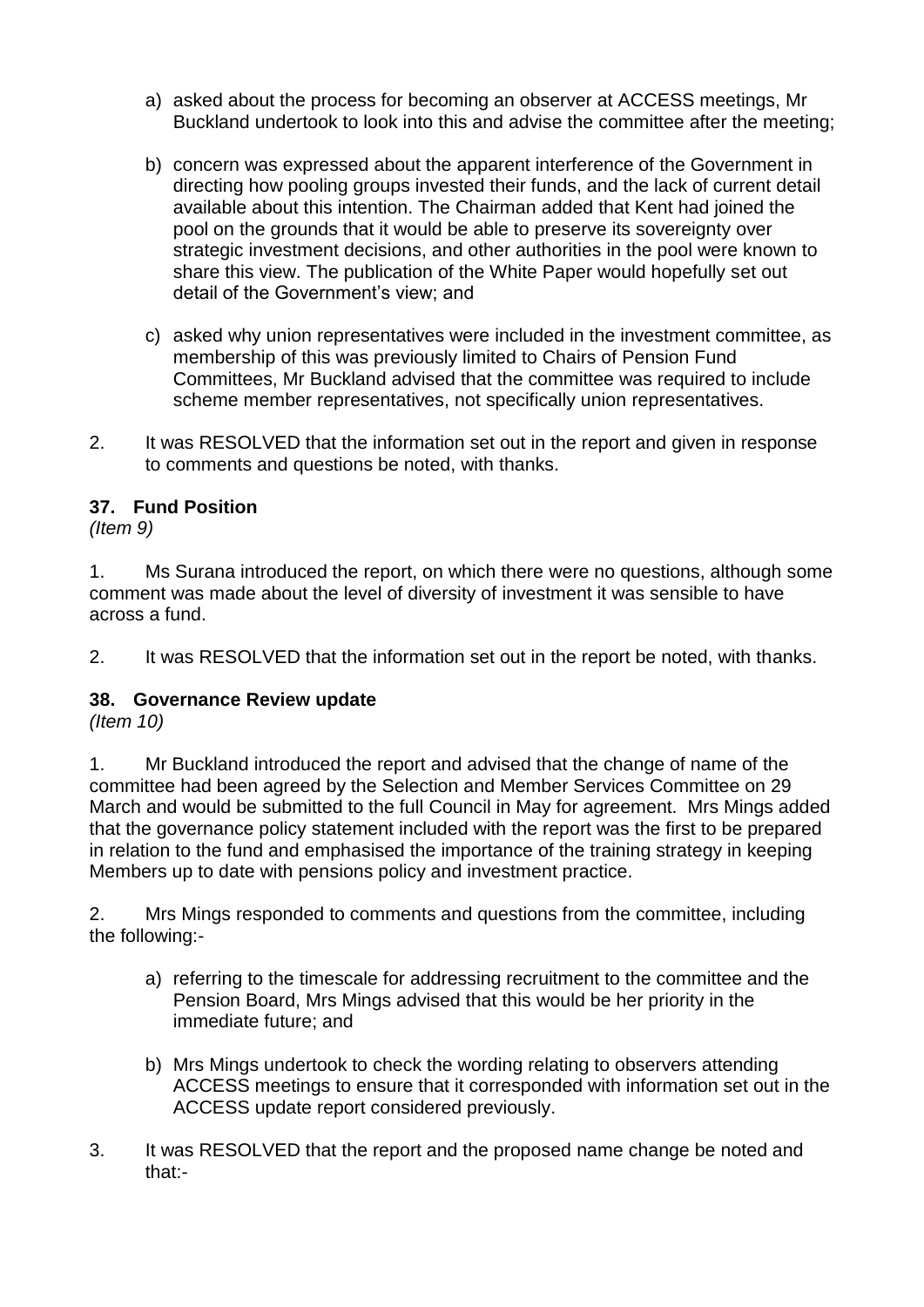a) asked about the process for becoming an observer at ACCESS meetings, Mr Buckland undertook to look into this and advise the committee after the meeting;

b) concern was expressed about the apparent interference of the Government in directing how pooling groups invested their funds, and the lack of current detail available about this intention. The Chairman added that Kent had joined the pool on the grounds that it would be able to preserve its sovereignty over strategic investment decisions, and other authorities in the pool were known to share this view. The publication of the White Paper would hopefully set out detail of the Government's view; and

c) asked why union representatives were included in the investment committee, as membership of this was previously limited to Chairs of Pension Fund Committees, Mr Buckland advised that the committee was required to include scheme member representatives, not specifically union representatives.

2. It was RESOLVED that the information set out in the report and given in response to comments and questions be noted, with thanks.

### 37. Fund Position

*(Item 9)*

1. Ms Surana introduced the report, on which there were no questions, although some comment was made about the level of diversity of investment it was sensible to have across a fund.

2. It was RESOLVED that the information set out in the report be noted, with thanks.

### 38. Governance Review update

*(Item 10)*

1. Mr Buckland introduced the report and advised that the change of name of the committee had been agreed by the Selection and Member Services Committee on 29 March and would be submitted to the full Council in May for agreement. Mrs Mings added that the governance policy statement included with the report was the first to be prepared in relation to the fund and emphasised the importance of the training strategy in keeping Members up to date with pensions policy and investment practice.

2. Mrs Mings responded to comments and questions from the committee, including the following:-

a) referring to the timescale for addressing recruitment to the committee and the Pension Board, Mrs Mings advised that this would be her priority in the immediate future; and

b) Mrs Mings undertook to check the wording relating to observers attending ACCESS meetings to ensure that it corresponded with information set out in the ACCESS update report considered previously.

3. It was RESOLVED that the report and the proposed name change be noted and that:-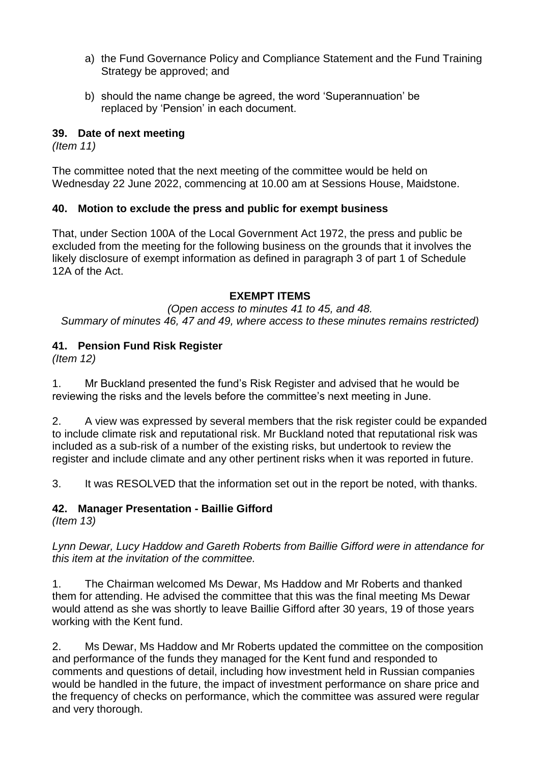a) the Fund Governance Policy and Compliance Statement and the Fund Training Strategy be approved; and

b) should the name change be agreed, the word 'Superannuation' be replaced by 'Pension' in each document.

### 39. Date of next meeting

*(Item 11)*

The committee noted that the next meeting of the committee would be held on Wednesday 22 June 2022, commencing at 10.00 am at Sessions House, Maidstone.

### 40. Motion to exclude the press and public for exempt business

That, under Section 100A of the Local Government Act 1972, the press and public be excluded from the meeting for the following business on the grounds that it involves the likely disclosure of exempt information as defined in paragraph 3 of part 1 of Schedule 12A of the Act.

**EXEMPT ITEMS**

*(Open access to minutes 41 to 45, and 48.*
*Summary of minutes 46, 47 and 49, where access to these minutes remains restricted)*

### 41. Pension Fund Risk Register

*(Item 12)*

1. Mr Buckland presented the fund's Risk Register and advised that he would be reviewing the risks and the levels before the committee's next meeting in June.

2. A view was expressed by several members that the risk register could be expanded to include climate risk and reputational risk. Mr Buckland noted that reputational risk was included as a sub-risk of a number of the existing risks, but undertook to review the register and include climate and any other pertinent risks when it was reported in future.

3. It was RESOLVED that the information set out in the report be noted, with thanks.

### 42. Manager Presentation - Baillie Gifford

*(Item 13)*

*Lynn Dewar, Lucy Haddow and Gareth Roberts from Baillie Gifford were in attendance for this item at the invitation of the committee.*

1. The Chairman welcomed Ms Dewar, Ms Haddow and Mr Roberts and thanked them for attending. He advised the committee that this was the final meeting Ms Dewar would attend as she was shortly to leave Baillie Gifford after 30 years, 19 of those years working with the Kent fund.

2. Ms Dewar, Ms Haddow and Mr Roberts updated the committee on the composition and performance of the funds they managed for the Kent fund and responded to comments and questions of detail, including how investment held in Russian companies would be handled in the future, the impact of investment performance on share price and the frequency of checks on performance, which the committee was assured were regular and very thorough.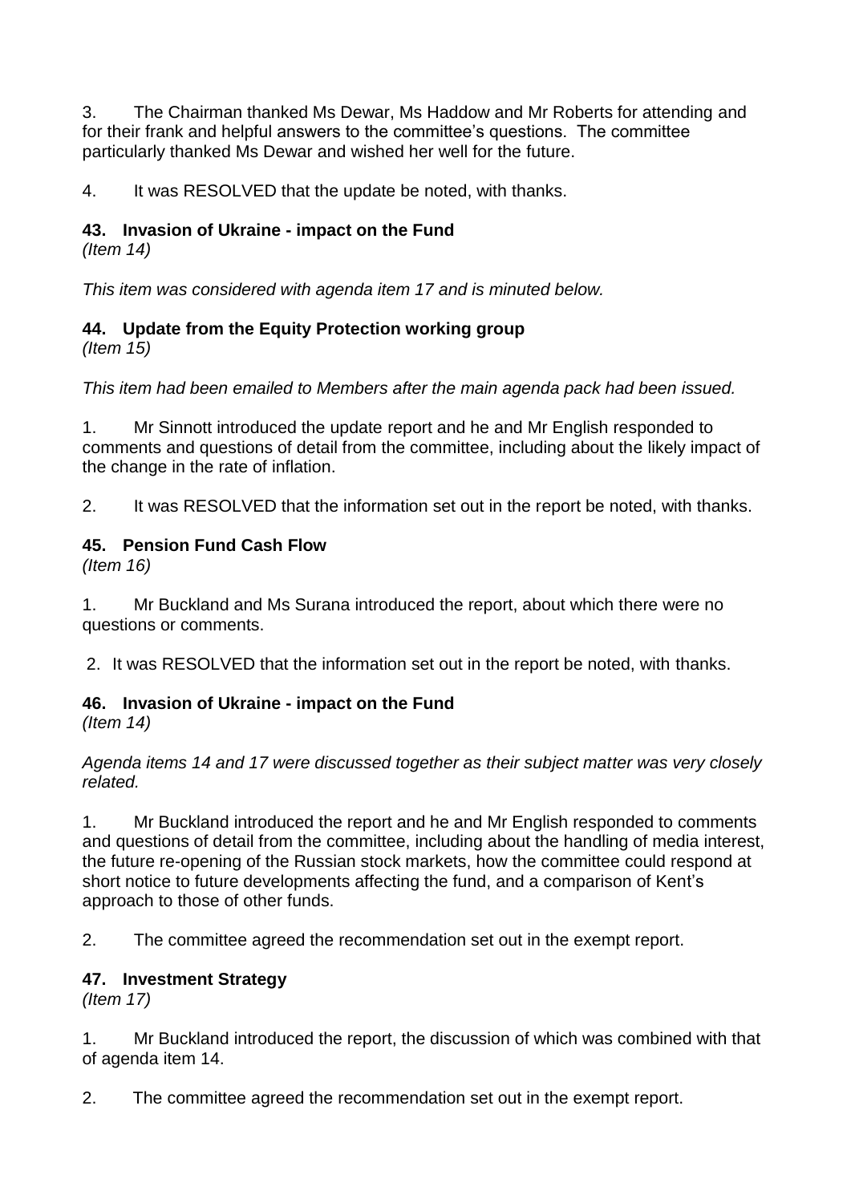3. The Chairman thanked Ms Dewar, Ms Haddow and Mr Roberts for attending and for their frank and helpful answers to the committee's questions. The committee particularly thanked Ms Dewar and wished her well for the future.

4. It was RESOLVED that the update be noted, with thanks.

## 43. Invasion of Ukraine - impact on the Fund

*(Item 14)*

*This item was considered with agenda item 17 and is minuted below.*

## 44. Update from the Equity Protection working group

*(Item 15)*

*This item had been emailed to Members after the main agenda pack had been issued.*

1. Mr Sinnott introduced the update report and he and Mr English responded to comments and questions of detail from the committee, including about the likely impact of the change in the rate of inflation.

2. It was RESOLVED that the information set out in the report be noted, with thanks.

## 45. Pension Fund Cash Flow

*(Item 16)*

1. Mr Buckland and Ms Surana introduced the report, about which there were no questions or comments.

2. It was RESOLVED that the information set out in the report be noted, with thanks.

## 46. Invasion of Ukraine - impact on the Fund

*(Item 14)*

*Agenda items 14 and 17 were discussed together as their subject matter was very closely related.*

1. Mr Buckland introduced the report and he and Mr English responded to comments and questions of detail from the committee, including about the handling of media interest, the future re-opening of the Russian stock markets, how the committee could respond at short notice to future developments affecting the fund, and a comparison of Kent's approach to those of other funds.

2. The committee agreed the recommendation set out in the exempt report.

## 47. Investment Strategy

*(Item 17)*

1. Mr Buckland introduced the report, the discussion of which was combined with that of agenda item 14.

2. The committee agreed the recommendation set out in the exempt report.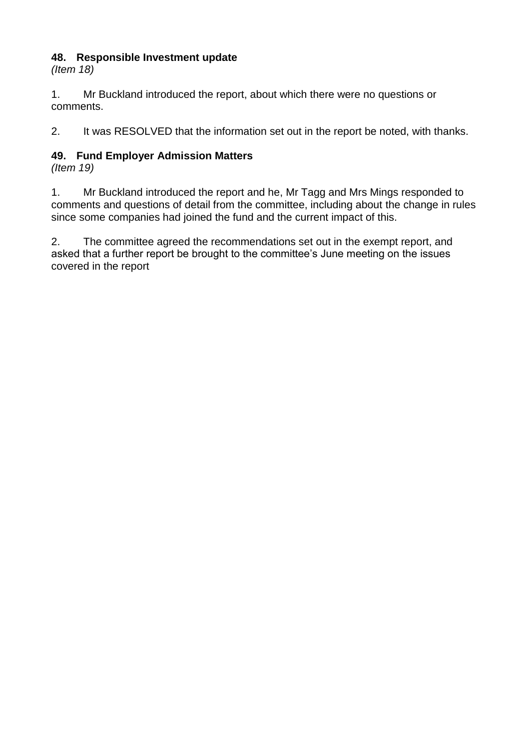### 48. Responsible Investment update

*(Item 18)*

1. Mr Buckland introduced the report, about which there were no questions or comments.

2. It was RESOLVED that the information set out in the report be noted, with thanks.

### 49. Fund Employer Admission Matters

*(Item 19)*

1. Mr Buckland introduced the report and he, Mr Tagg and Mrs Mings responded to comments and questions of detail from the committee, including about the change in rules since some companies had joined the fund and the current impact of this.

2. The committee agreed the recommendations set out in the exempt report, and asked that a further report be brought to the committee's June meeting on the issues covered in the report